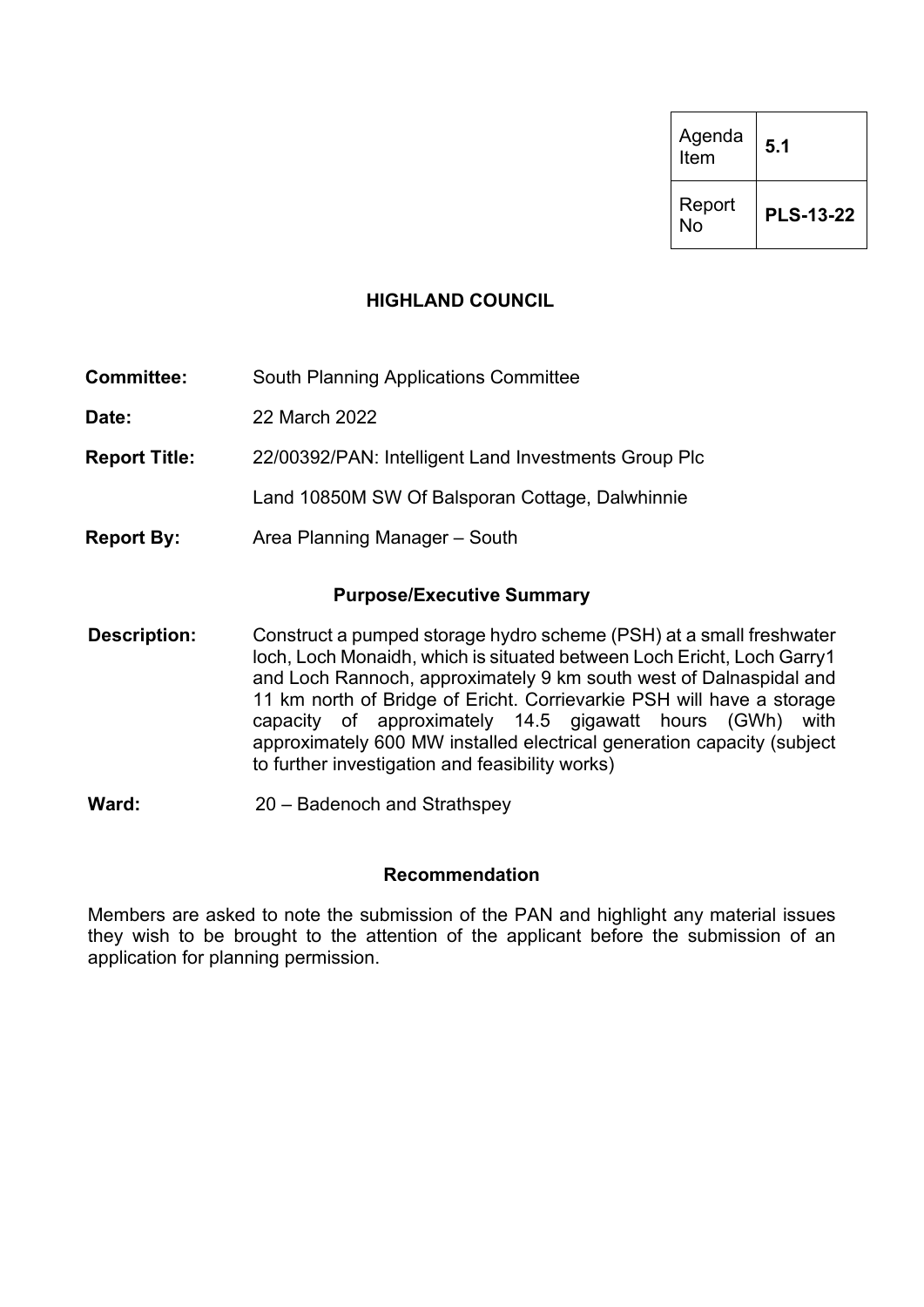| Agenda Item | 5.1 |
| --- | --- |
| Report No | **PLS-13-22** |

**HIGHLAND COUNCIL**

**Committee:** South Planning Applications Committee

**Date:** 22 March 2022

**Report Title:** 22/00392/PAN: Intelligent Land Investments Group Plc

Land 10850M SW Of Balsporan Cottage, Dalwhinnie

**Report By:** Area Planning Manager – South

## Purpose/Executive Summary

**Description:** Construct a pumped storage hydro scheme (PSH) at a small freshwater loch, Loch Monaidh, which is situated between Loch Ericht, Loch Garry1 and Loch Rannoch, approximately 9 km south west of Dalnaspidal and 11 km north of Bridge of Ericht. Corrievarkie PSH will have a storage capacity of approximately 14.5 gigawatt hours (GWh) with approximately 600 MW installed electrical generation capacity (subject to further investigation and feasibility works)

**Ward:** 20 – Badenoch and Strathspey

## Recommendation

Members are asked to note the submission of the PAN and highlight any material issues they wish to be brought to the attention of the applicant before the submission of an application for planning permission.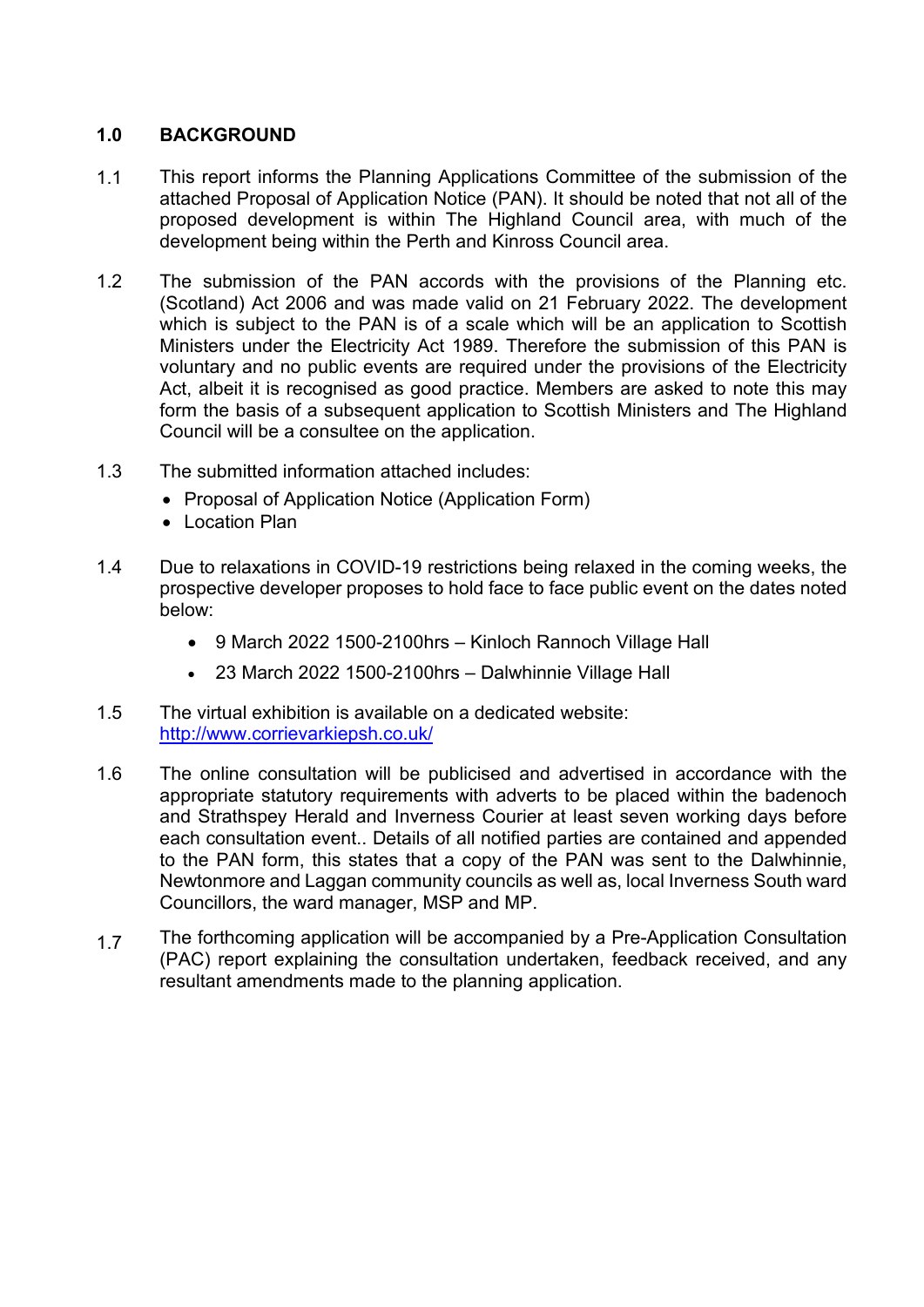## 1.0 BACKGROUND

1.1 This report informs the Planning Applications Committee of the submission of the attached Proposal of Application Notice (PAN). It should be noted that not all of the proposed development is within The Highland Council area, with much of the development being within the Perth and Kinross Council area.

1.2 The submission of the PAN accords with the provisions of the Planning etc. (Scotland) Act 2006 and was made valid on 21 February 2022. The development which is subject to the PAN is of a scale which will be an application to Scottish Ministers under the Electricity Act 1989. Therefore the submission of this PAN is voluntary and no public events are required under the provisions of the Electricity Act, albeit it is recognised as good practice. Members are asked to note this may form the basis of a subsequent application to Scottish Ministers and The Highland Council will be a consultee on the application.

1.3 The submitted information attached includes:

- Proposal of Application Notice (Application Form)
- Location Plan

1.4 Due to relaxations in COVID-19 restrictions being relaxed in the coming weeks, the prospective developer proposes to hold face to face public event on the dates noted below:

- 9 March 2022 1500-2100hrs – Kinloch Rannoch Village Hall
- 23 March 2022 1500-2100hrs – Dalwhinnie Village Hall

1.5 The virtual exhibition is available on a dedicated website: http://www.corrievarkiepsh.co.uk/

1.6 The online consultation will be publicised and advertised in accordance with the appropriate statutory requirements with adverts to be placed within the badenoch and Strathspey Herald and Inverness Courier at least seven working days before each consultation event.. Details of all notified parties are contained and appended to the PAN form, this states that a copy of the PAN was sent to the Dalwhinnie, Newtonmore and Laggan community councils as well as, local Inverness South ward Councillors, the ward manager, MSP and MP.

1.7 The forthcoming application will be accompanied by a Pre-Application Consultation (PAC) report explaining the consultation undertaken, feedback received, and any resultant amendments made to the planning application.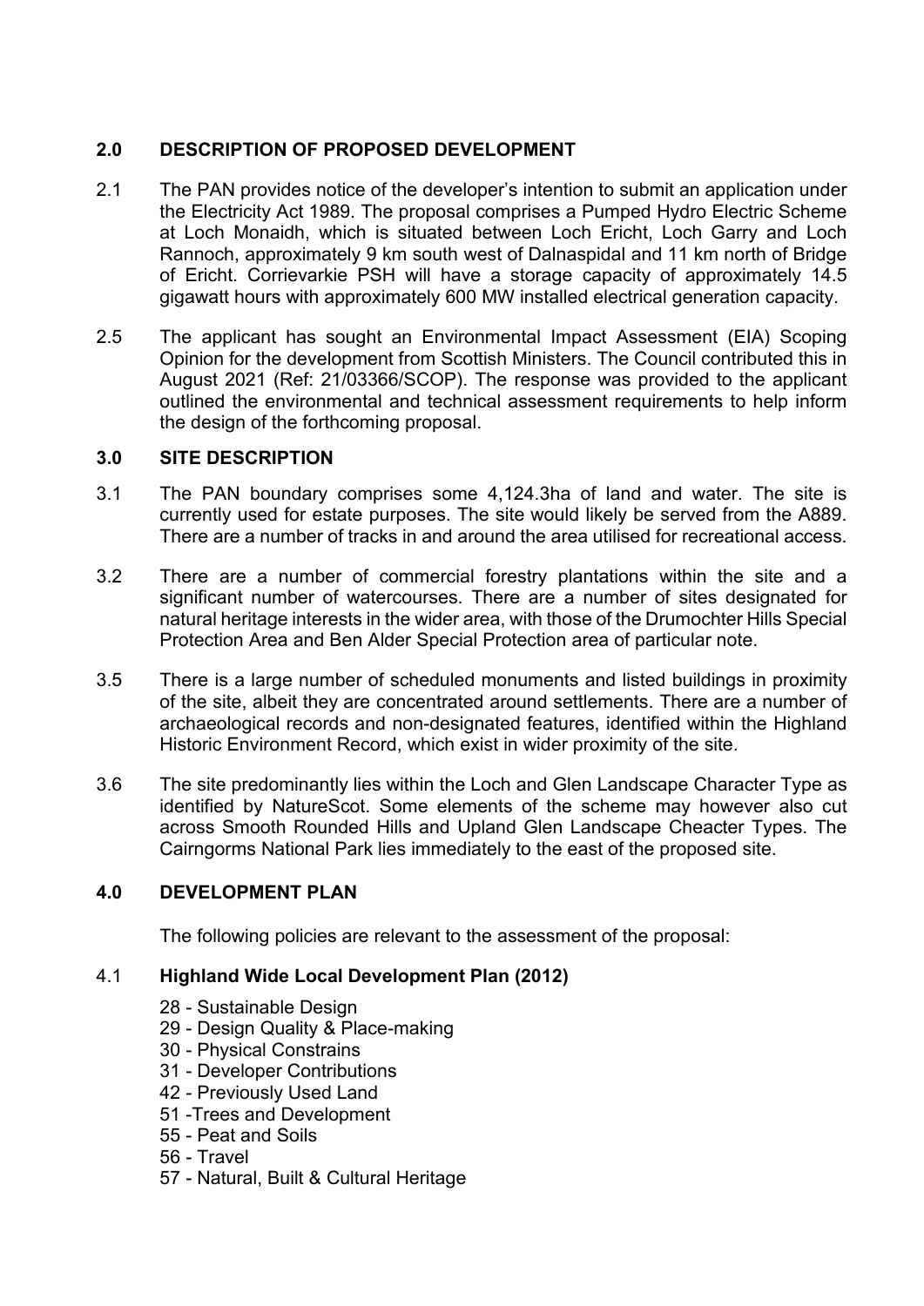## 2.0 DESCRIPTION OF PROPOSED DEVELOPMENT

2.1 The PAN provides notice of the developer's intention to submit an application under the Electricity Act 1989. The proposal comprises a Pumped Hydro Electric Scheme at Loch Monaidh, which is situated between Loch Ericht, Loch Garry and Loch Rannoch, approximately 9 km south west of Dalnaspidal and 11 km north of Bridge of Ericht. Corrievarkie PSH will have a storage capacity of approximately 14.5 gigawatt hours with approximately 600 MW installed electrical generation capacity.

2.5 The applicant has sought an Environmental Impact Assessment (EIA) Scoping Opinion for the development from Scottish Ministers. The Council contributed this in August 2021 (Ref: 21/03366/SCOP). The response was provided to the applicant outlined the environmental and technical assessment requirements to help inform the design of the forthcoming proposal.

## 3.0 SITE DESCRIPTION

3.1 The PAN boundary comprises some 4,124.3ha of land and water. The site is currently used for estate purposes. The site would likely be served from the A889. There are a number of tracks in and around the area utilised for recreational access.

3.2 There are a number of commercial forestry plantations within the site and a significant number of watercourses. There are a number of sites designated for natural heritage interests in the wider area, with those of the Drumochter Hills Special Protection Area and Ben Alder Special Protection area of particular note.

3.5 There is a large number of scheduled monuments and listed buildings in proximity of the site, albeit they are concentrated around settlements. There are a number of archaeological records and non-designated features, identified within the Highland Historic Environment Record, which exist in wider proximity of the site.

3.6 The site predominantly lies within the Loch and Glen Landscape Character Type as identified by NatureScot. Some elements of the scheme may however also cut across Smooth Rounded Hills and Upland Glen Landscape Cheacter Types. The Cairngorms National Park lies immediately to the east of the proposed site.

## 4.0 DEVELOPMENT PLAN

The following policies are relevant to the assessment of the proposal:

### 4.1 Highland Wide Local Development Plan (2012)

- 28 - Sustainable Design
- 29 - Design Quality & Place-making
- 30 - Physical Constrains
- 31 - Developer Contributions
- 42 - Previously Used Land
- 51 -Trees and Development
- 55 - Peat and Soils
- 56 - Travel
- 57 - Natural, Built & Cultural Heritage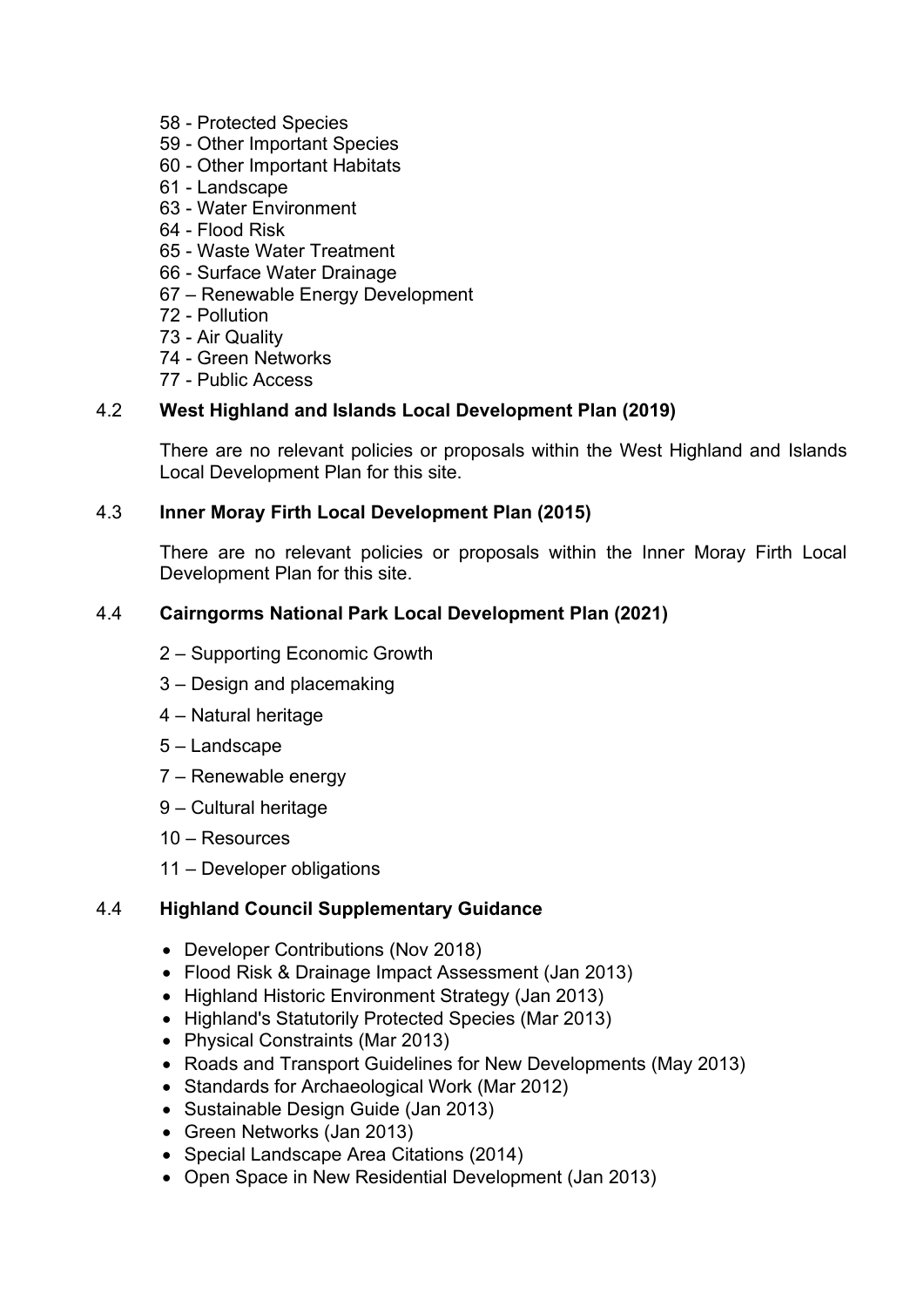58 - Protected Species
59 - Other Important Species
60 - Other Important Habitats
61 - Landscape
63 - Water Environment
64 - Flood Risk
65 - Waste Water Treatment
66 - Surface Water Drainage
67 – Renewable Energy Development
72 - Pollution
73 - Air Quality
74 - Green Networks
77 - Public Access

### 4.2 West Highland and Islands Local Development Plan (2019)

There are no relevant policies or proposals within the West Highland and Islands Local Development Plan for this site.

### 4.3 Inner Moray Firth Local Development Plan (2015)

There are no relevant policies or proposals within the Inner Moray Firth Local Development Plan for this site.

### 4.4 Cairngorms National Park Local Development Plan (2021)

2 – Supporting Economic Growth

3 – Design and placemaking

4 – Natural heritage

5 – Landscape

7 – Renewable energy

9 – Cultural heritage

10 – Resources

11 – Developer obligations

### 4.4 Highland Council Supplementary Guidance

- Developer Contributions (Nov 2018)
- Flood Risk & Drainage Impact Assessment (Jan 2013)
- Highland Historic Environment Strategy (Jan 2013)
- Highland's Statutorily Protected Species (Mar 2013)
- Physical Constraints (Mar 2013)
- Roads and Transport Guidelines for New Developments (May 2013)
- Standards for Archaeological Work (Mar 2012)
- Sustainable Design Guide (Jan 2013)
- Green Networks (Jan 2013)
- Special Landscape Area Citations (2014)
- Open Space in New Residential Development (Jan 2013)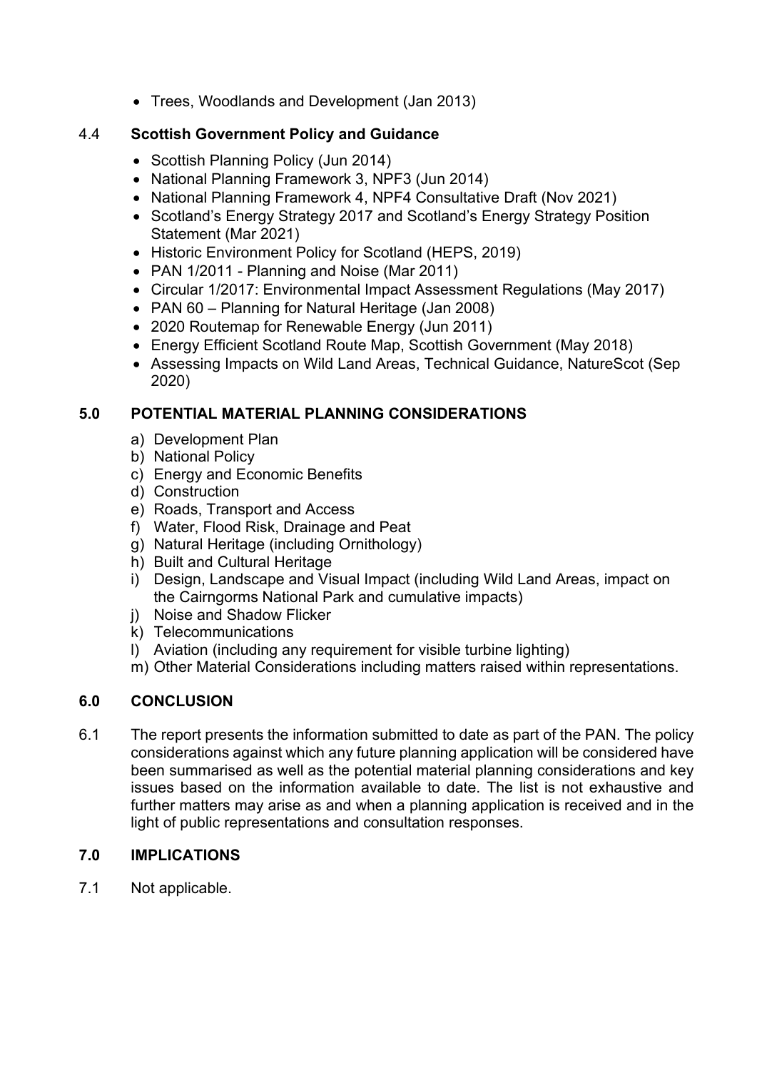- Trees, Woodlands and Development (Jan 2013)

### 4.4 Scottish Government Policy and Guidance

- Scottish Planning Policy (Jun 2014)
- National Planning Framework 3, NPF3 (Jun 2014)
- National Planning Framework 4, NPF4 Consultative Draft (Nov 2021)
- Scotland's Energy Strategy 2017 and Scotland's Energy Strategy Position Statement (Mar 2021)
- Historic Environment Policy for Scotland (HEPS, 2019)
- PAN 1/2011 - Planning and Noise (Mar 2011)
- Circular 1/2017: Environmental Impact Assessment Regulations (May 2017)
- PAN 60 – Planning for Natural Heritage (Jan 2008)
- 2020 Routemap for Renewable Energy (Jun 2011)
- Energy Efficient Scotland Route Map, Scottish Government (May 2018)
- Assessing Impacts on Wild Land Areas, Technical Guidance, NatureScot (Sep 2020)

## 5.0 POTENTIAL MATERIAL PLANNING CONSIDERATIONS

a) Development Plan
b) National Policy
c) Energy and Economic Benefits
d) Construction
e) Roads, Transport and Access
f) Water, Flood Risk, Drainage and Peat
g) Natural Heritage (including Ornithology)
h) Built and Cultural Heritage
i) Design, Landscape and Visual Impact (including Wild Land Areas, impact on the Cairngorms National Park and cumulative impacts)
j) Noise and Shadow Flicker
k) Telecommunications
l) Aviation (including any requirement for visible turbine lighting)
m) Other Material Considerations including matters raised within representations.

## 6.0 CONCLUSION

6.1 The report presents the information submitted to date as part of the PAN. The policy considerations against which any future planning application will be considered have been summarised as well as the potential material planning considerations and key issues based on the information available to date. The list is not exhaustive and further matters may arise as and when a planning application is received and in the light of public representations and consultation responses.

## 7.0 IMPLICATIONS

7.1 Not applicable.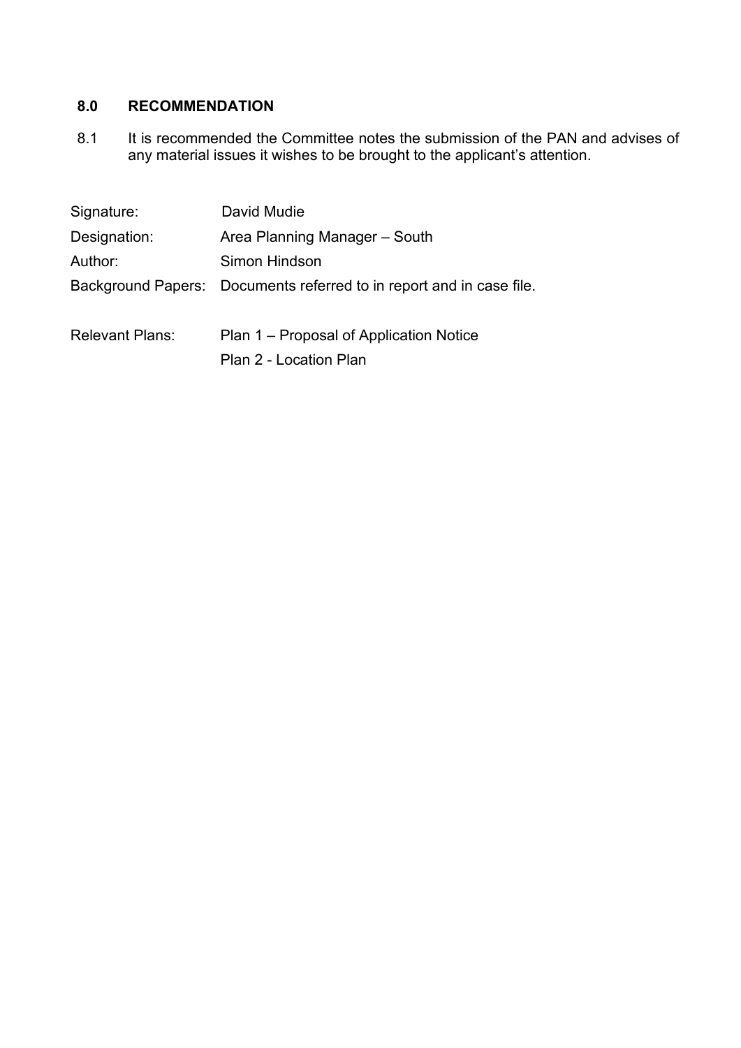## 8.0 RECOMMENDATION

8.1 It is recommended the Committee notes the submission of the PAN and advises of any material issues it wishes to be brought to the applicant's attention.

| | |
|---|---|
| Signature: | David Mudie |
| Designation: | Area Planning Manager – South |
| Author: | Simon Hindson |
| Background Papers: | Documents referred to in report and in case file. |
| Relevant Plans: | Plan 1 – Proposal of Application Notice |
| | Plan 2 - Location Plan |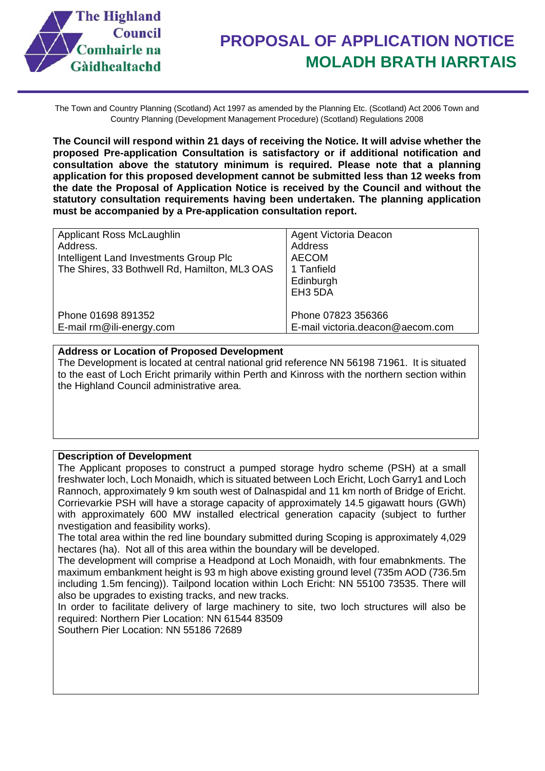The Highland Council
Comhairle na Gàidhealtachd

# PROPOSAL OF APPLICATION NOTICE
# MOLADH BRATH IARRTAIS

The Town and Country Planning (Scotland) Act 1997 as amended by the Planning Etc. (Scotland) Act 2006 Town and Country Planning (Development Management Procedure) (Scotland) Regulations 2008

**The Council will respond within 21 days of receiving the Notice. It will advise whether the proposed Pre-application Consultation is satisfactory or if additional notification and consultation above the statutory minimum is required. Please note that a planning application for this proposed development cannot be submitted less than 12 weeks from the date the Proposal of Application Notice is received by the Council and without the statutory consultation requirements having been undertaken. The planning application must be accompanied by a Pre-application consultation report.**

| Applicant Ross McLaughlin | Agent Victoria Deacon |
|---|---|
| Address. | Address |
| Intelligent Land Investments Group Plc | AECOM |
| The Shires, 33 Bothwell Rd, Hamilton, ML3 OAS | 1 Tanfield |
| | Edinburgh |
| | EH3 5DA |
| Phone 01698 891352 | Phone 07823 356366 |
| E-mail rm@ili-energy.com | E-mail victoria.deacon@aecom.com |

**Address or Location of Proposed Development**

The Development is located at central national grid reference NN 56198 71961. It is situated to the east of Loch Ericht primarily within Perth and Kinross with the northern section within the Highland Council administrative area.

**Description of Development**

The Applicant proposes to construct a pumped storage hydro scheme (PSH) at a small freshwater loch, Loch Monaidh, which is situated between Loch Ericht, Loch Garry1 and Loch Rannoch, approximately 9 km south west of Dalnaspidal and 11 km north of Bridge of Ericht. Corrievarkie PSH will have a storage capacity of approximately 14.5 gigawatt hours (GWh) with approximately 600 MW installed electrical generation capacity (subject to further nvestigation and feasibility works).

The total area within the red line boundary submitted during Scoping is approximately 4,029 hectares (ha). Not all of this area within the boundary will be developed.

The development will comprise a Headpond at Loch Monaidh, with four emabnkments. The maximum embankment height is 93 m high above existing ground level (735m AOD (736.5m including 1.5m fencing)). Tailpond location within Loch Ericht: NN 55100 73535. There will also be upgrades to existing tracks, and new tracks.

In order to facilitate delivery of large machinery to site, two loch structures will also be required: Northern Pier Location: NN 61544 83509

Southern Pier Location: NN 55186 72689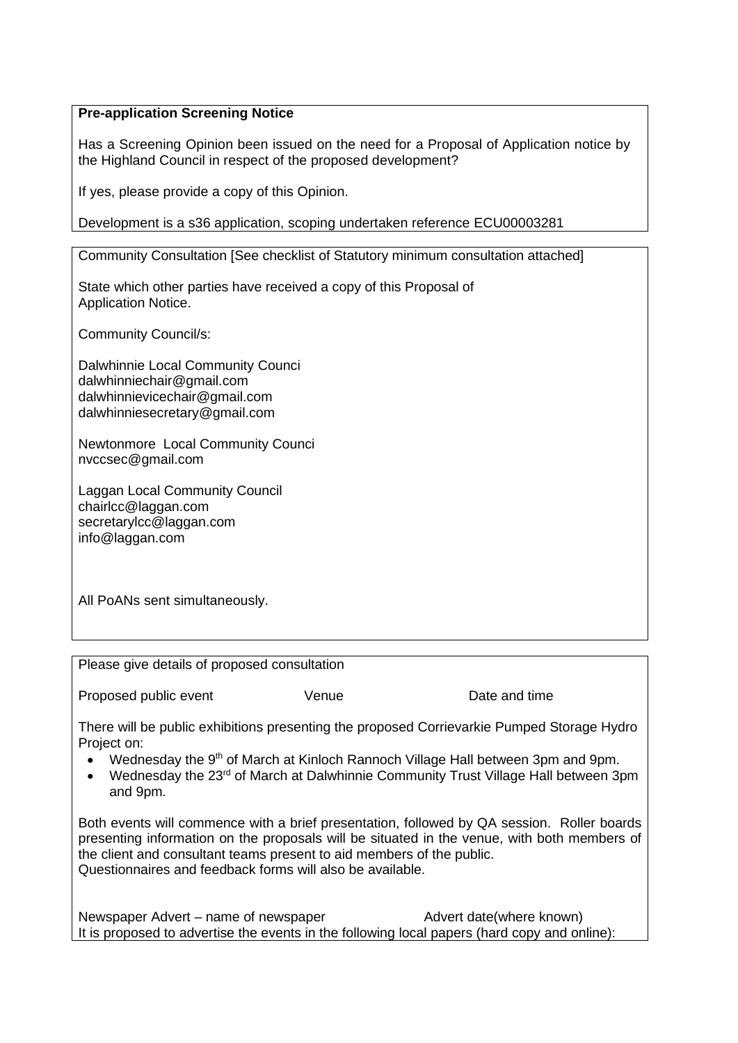**Pre-application Screening Notice**

Has a Screening Opinion been issued on the need for a Proposal of Application notice by the Highland Council in respect of the proposed development?

If yes, please provide a copy of this Opinion.

Development is a s36 application, scoping undertaken reference ECU00003281

Community Consultation [See checklist of Statutory minimum consultation attached]

State which other parties have received a copy of this Proposal of Application Notice.

Community Council/s:

Dalwhinnie Local Community Counci
dalwhinniechair@gmail.com
dalwhinnievicechair@gmail.com
dalwhinniesecretary@gmail.com

Newtonmore Local Community Counci
nvccsec@gmail.com

Laggan Local Community Council
chairlcc@laggan.com
secretarylcc@laggan.com
info@laggan.com

All PoANs sent simultaneously.

Please give details of proposed consultation

| Proposed public event | Venue | Date and time |
|---|---|---|

There will be public exhibitions presenting the proposed Corrievarkie Pumped Storage Hydro Project on:

- Wednesday the 9th of March at Kinloch Rannoch Village Hall between 3pm and 9pm.
- Wednesday the 23rd of March at Dalwhinnie Community Trust Village Hall between 3pm and 9pm.

Both events will commence with a brief presentation, followed by QA session. Roller boards presenting information on the proposals will be situated in the venue, with both members of the client and consultant teams present to aid members of the public.
Questionnaires and feedback forms will also be available.

| Newspaper Advert – name of newspaper | Advert date(where known) |
|---|---|

It is proposed to advertise the events in the following local papers (hard copy and online):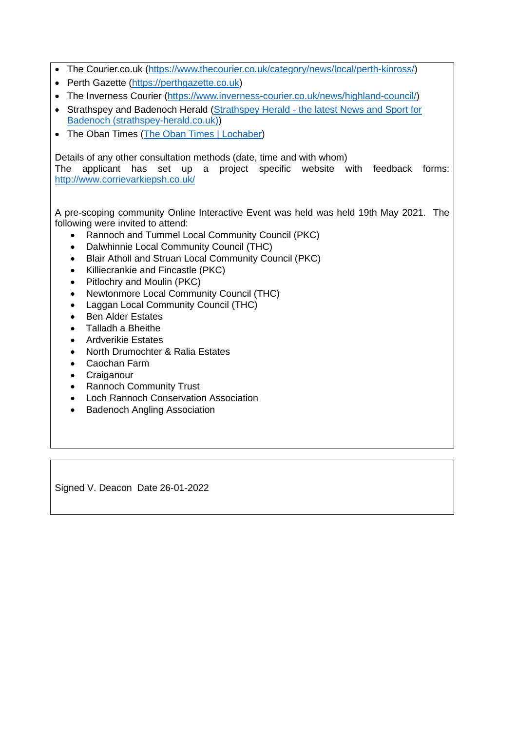- The Courier.co.uk (https://www.thecourier.co.uk/category/news/local/perth-kinross/)
- Perth Gazette (https://perthgazette.co.uk)
- The Inverness Courier (https://www.inverness-courier.co.uk/news/highland-council/)
- Strathspey and Badenoch Herald (Strathspey Herald - the latest News and Sport for Badenoch (strathspey-herald.co.uk))
- The Oban Times (The Oban Times | Lochaber)

Details of any other consultation methods (date, time and with whom)
The applicant has set up a project specific website with feedback forms: http://www.corrievarkiepsh.co.uk/

A pre-scoping community Online Interactive Event was held was held 19th May 2021. The following were invited to attend:

- Rannoch and Tummel Local Community Council (PKC)
- Dalwhinnie Local Community Council (THC)
- Blair Atholl and Struan Local Community Council (PKC)
- Killiecrankie and Fincastle (PKC)
- Pitlochry and Moulin (PKC)
- Newtonmore Local Community Council (THC)
- Laggan Local Community Council (THC)
- Ben Alder Estates
- Talladh a Bheithe
- Ardverikie Estates
- North Drumochter & Ralia Estates
- Caochan Farm
- Craiganour
- Rannoch Community Trust
- Loch Rannoch Conservation Association
- Badenoch Angling Association

Signed V. Deacon Date 26-01-2022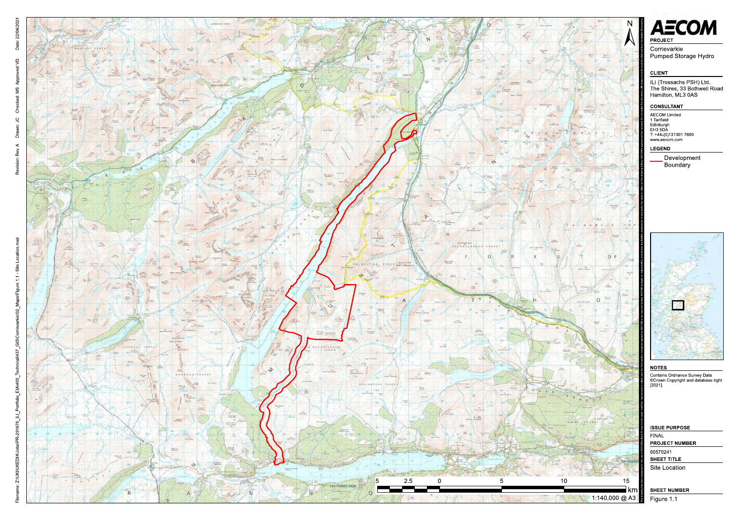**PROJECT**

Corrievarkie Pumped Storage Hydro

**CLIENT**

ILI (Trossachs PSH) Ltd.
The Shires, 33 Bothwell Road
Hamilton, ML3 0AS

**CONSULTANT**

AECOM Limited
1 Tanfield
Edinburgh
EH3 5DA
T: +44-(0)131301 7800
www.aecom.com

**LEGEND**

Development Boundary

**NOTES**

Contains Ordnance Survey Data ©Crown Copyright and database right [2021].

**ISSUE PURPOSE**

FINAL

**PROJECT NUMBER**

60570241

**SHEET TITLE**

Site Location

**SHEET NUMBER**

Figure 1.1

5 2.5 0 5 10 15 km

1:140,000 @ A3

Filename: Z:\UKIUK\EDI4\Jobs\PR-291676_ILI_Portfolio_EIA\400_Technical\437_GIS\Corrievarkie\02_Maps\Figure 1.1 - Site Location.mxd Revision: Rev. A Drawn: JC Checked: MS Approved: VD Date: 22/04/2021